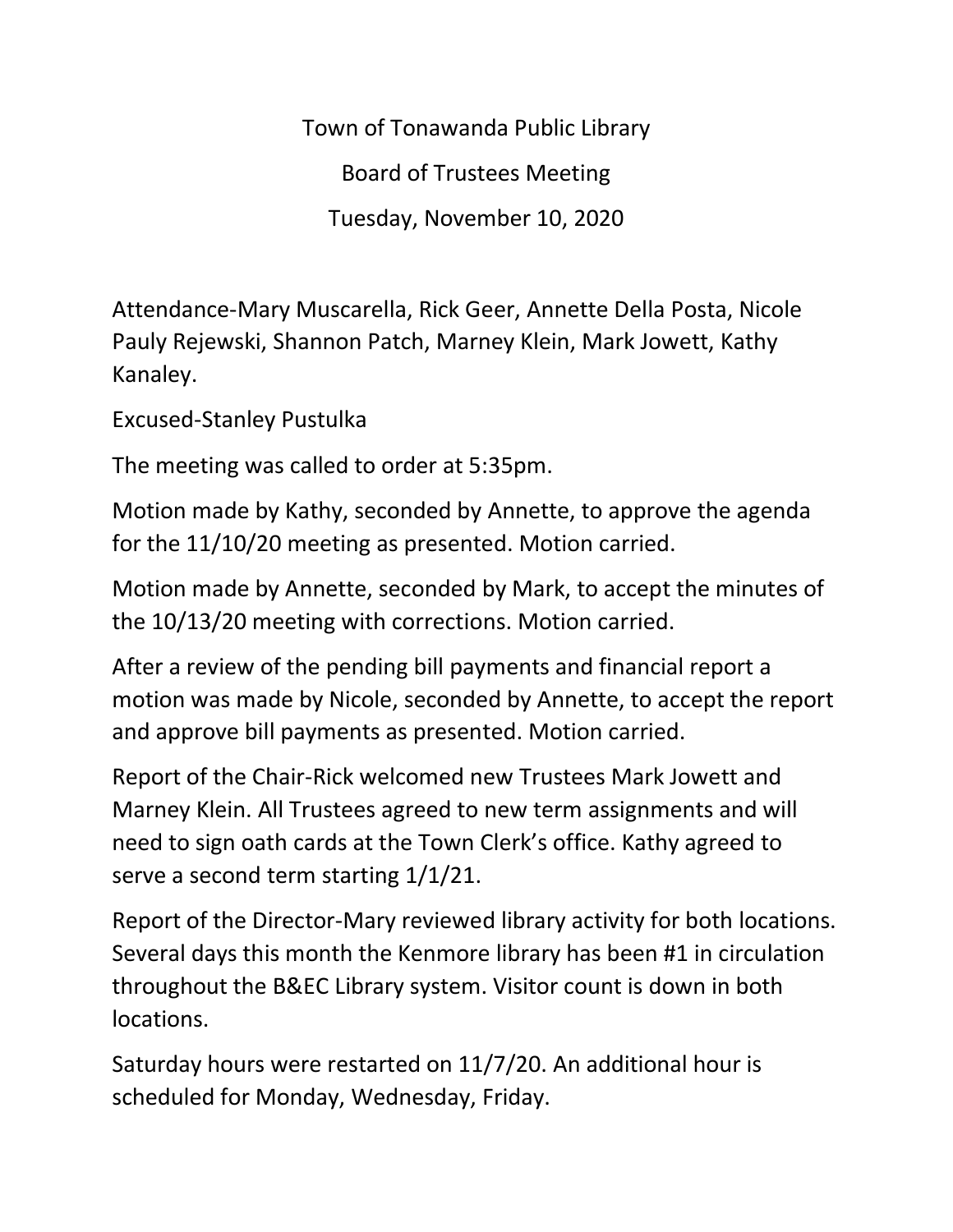Town of Tonawanda Public Library

Board of Trustees Meeting

Tuesday, November 10, 2020

Attendance-Mary Muscarella, Rick Geer, Annette Della Posta, Nicole Pauly Rejewski, Shannon Patch, Marney Klein, Mark Jowett, Kathy Kanaley.

Excused-Stanley Pustulka

The meeting was called to order at 5:35pm.

Motion made by Kathy, seconded by Annette, to approve the agenda for the 11/10/20 meeting as presented. Motion carried.

Motion made by Annette, seconded by Mark, to accept the minutes of the 10/13/20 meeting with corrections. Motion carried.

After a review of the pending bill payments and financial report a motion was made by Nicole, seconded by Annette, to accept the report and approve bill payments as presented. Motion carried.

Report of the Chair-Rick welcomed new Trustees Mark Jowett and Marney Klein. All Trustees agreed to new term assignments and will need to sign oath cards at the Town Clerk's office. Kathy agreed to serve a second term starting 1/1/21.

Report of the Director-Mary reviewed library activity for both locations. Several days this month the Kenmore library has been #1 in circulation throughout the B&EC Library system. Visitor count is down in both locations.

Saturday hours were restarted on 11/7/20. An additional hour is scheduled for Monday, Wednesday, Friday.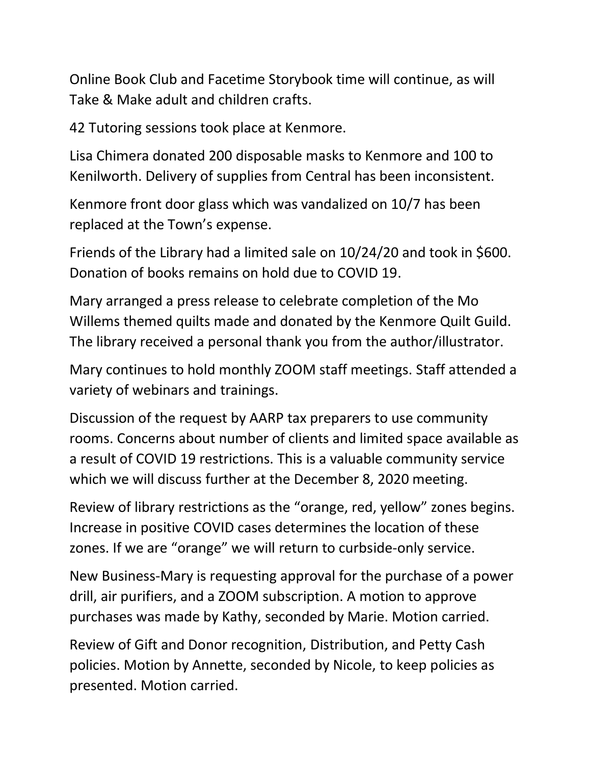Online Book Club and Facetime Storybook time will continue, as will Take & Make adult and children crafts.

42 Tutoring sessions took place at Kenmore.

Lisa Chimera donated 200 disposable masks to Kenmore and 100 to Kenilworth. Delivery of supplies from Central has been inconsistent.

Kenmore front door glass which was vandalized on 10/7 has been replaced at the Town's expense.

Friends of the Library had a limited sale on 10/24/20 and took in $600. Donation of books remains on hold due to COVID 19.

Mary arranged a press release to celebrate completion of the Mo Willems themed quilts made and donated by the Kenmore Quilt Guild. The library received a personal thank you from the author/illustrator.

Mary continues to hold monthly ZOOM staff meetings. Staff attended a variety of webinars and trainings.

Discussion of the request by AARP tax preparers to use community rooms. Concerns about number of clients and limited space available as a result of COVID 19 restrictions. This is a valuable community service which we will discuss further at the December 8, 2020 meeting.

Review of library restrictions as the "orange, red, yellow" zones begins. Increase in positive COVID cases determines the location of these zones. If we are "orange" we will return to curbside-only service.

New Business-Mary is requesting approval for the purchase of a power drill, air purifiers, and a ZOOM subscription. A motion to approve purchases was made by Kathy, seconded by Marie. Motion carried.

Review of Gift and Donor recognition, Distribution, and Petty Cash policies. Motion by Annette, seconded by Nicole, to keep policies as presented. Motion carried.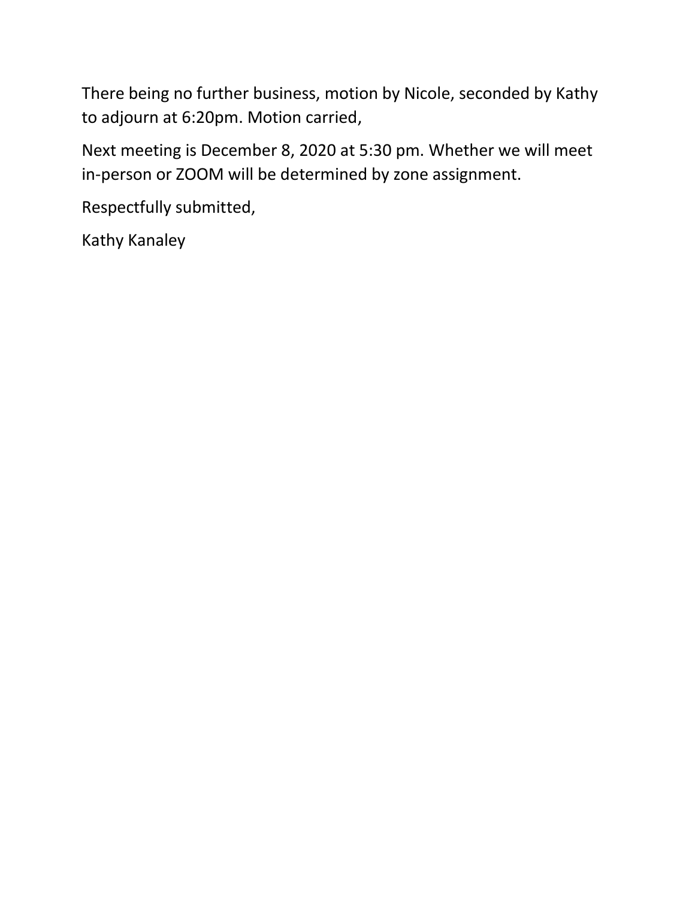There being no further business, motion by Nicole, seconded by Kathy to adjourn at 6:20pm. Motion carried,

Next meeting is December 8, 2020 at 5:30 pm. Whether we will meet in-person or ZOOM will be determined by zone assignment.

Respectfully submitted,

Kathy Kanaley